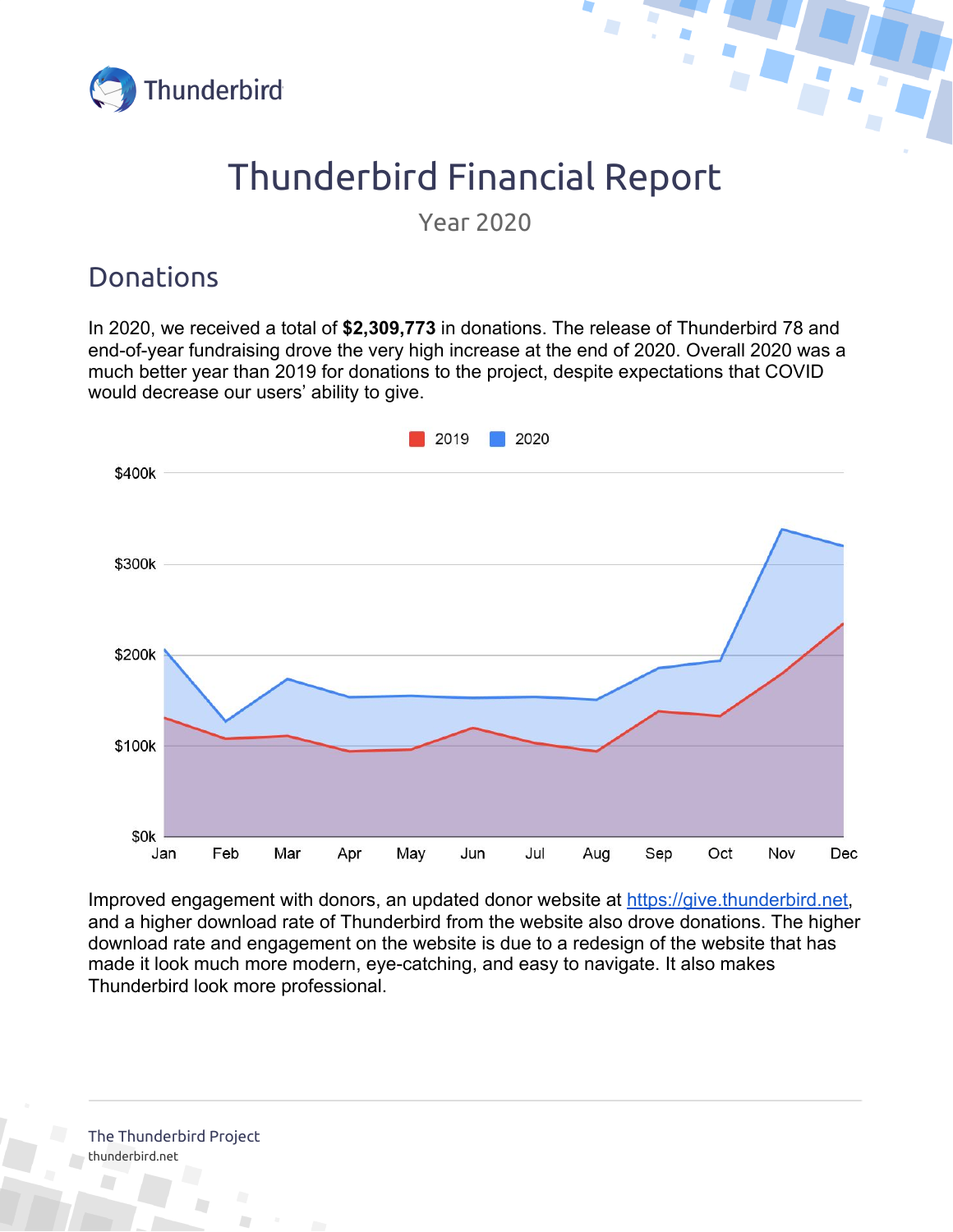Thunderbird

# Thunderbird Financial Report

Year 2020

## Donations

In 2020, we received a total of **$2,309,773** in donations. The release of Thunderbird 78 and end-of-year fundraising drove the very high increase at the end of 2020. Overall 2020 was a much better year than 2019 for donations to the project, despite expectations that COVID would decrease our users' ability to give.

Improved engagement with donors, an updated donor website at https://give.thunderbird.net, and a higher download rate of Thunderbird from the website also drove donations. The higher download rate and engagement on the website is due to a redesign of the website that has made it look much more modern, eye-catching, and easy to navigate. It also makes Thunderbird look more professional.

The Thunderbird Project
thunderbird.net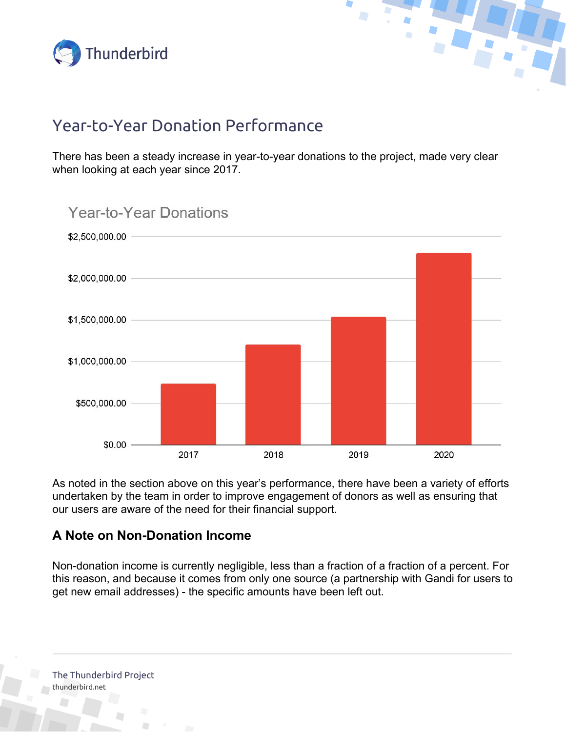## Year-to-Year Donation Performance

There has been a steady increase in year-to-year donations to the project, made very clear when looking at each year since 2017.

Year-to-Year Donations

As noted in the section above on this year's performance, there have been a variety of efforts undertaken by the team in order to improve engagement of donors as well as ensuring that our users are aware of the need for their financial support.

### A Note on Non-Donation Income

Non-donation income is currently negligible, less than a fraction of a fraction of a percent. For this reason, and because it comes from only one source (a partnership with Gandi for users to get new email addresses) - the specific amounts have been left out.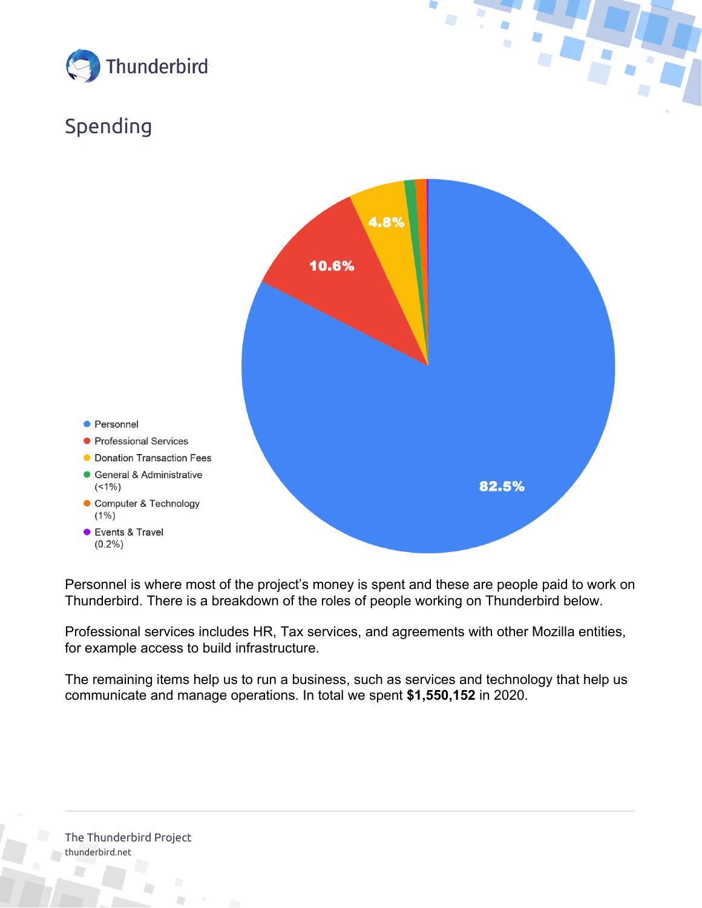## Spending

- Personnel
- Professional Services
- Donation Transaction Fees
- General & Administrative (<1%)
- Computer & Technology (1%)
- Events & Travel (0.2%)

82.5%

10.6%

4.8%

Personnel is where most of the project's money is spent and these are people paid to work on Thunderbird. There is a breakdown of the roles of people working on Thunderbird below.

Professional services includes HR, Tax services, and agreements with other Mozilla entities, for example access to build infrastructure.

The remaining items help us to run a business, such as services and technology that help us communicate and manage operations. In total we spent **$1,550,152** in 2020.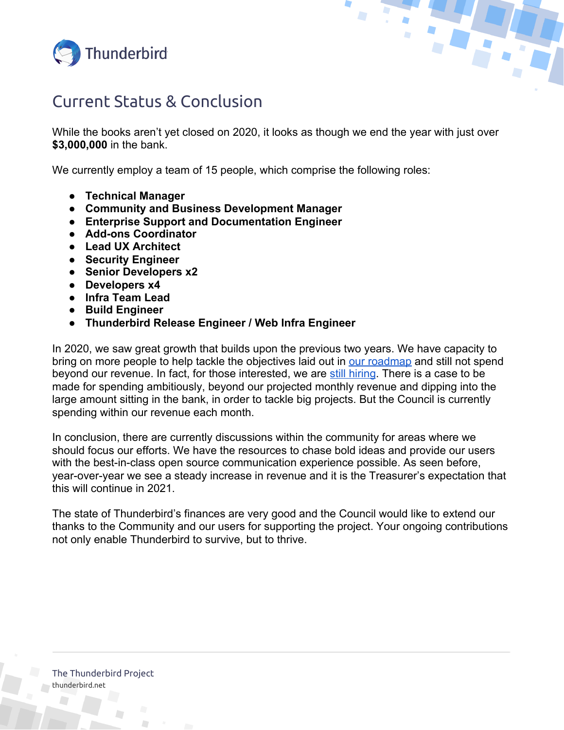## Current Status & Conclusion

While the books aren't yet closed on 2020, it looks as though we end the year with just over **$3,000,000** in the bank.

We currently employ a team of 15 people, which comprise the following roles:

- **Technical Manager**
- **Community and Business Development Manager**
- **Enterprise Support and Documentation Engineer**
- **Add-ons Coordinator**
- **Lead UX Architect**
- **Security Engineer**
- **Senior Developers x2**
- **Developers x4**
- **Infra Team Lead**
- **Build Engineer**
- **Thunderbird Release Engineer / Web Infra Engineer**

In 2020, we saw great growth that builds upon the previous two years. We have capacity to bring on more people to help tackle the objectives laid out in our roadmap and still not spend beyond our revenue. In fact, for those interested, we are still hiring. There is a case to be made for spending ambitiously, beyond our projected monthly revenue and dipping into the large amount sitting in the bank, in order to tackle big projects. But the Council is currently spending within our revenue each month.

In conclusion, there are currently discussions within the community for areas where we should focus our efforts. We have the resources to chase bold ideas and provide our users with the best-in-class open source communication experience possible. As seen before, year-over-year we see a steady increase in revenue and it is the Treasurer's expectation that this will continue in 2021.

The state of Thunderbird's finances are very good and the Council would like to extend our thanks to the Community and our users for supporting the project. Your ongoing contributions not only enable Thunderbird to survive, but to thrive.